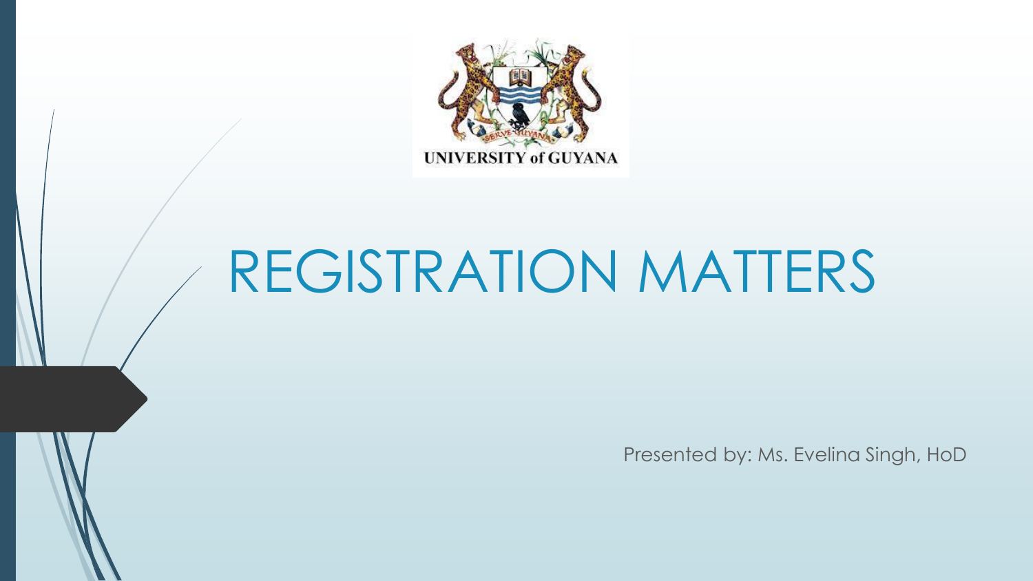UNIVERSITY of GUYANA

# REGISTRATION MATTERS

Presented by: Ms. Evelina Singh, HoD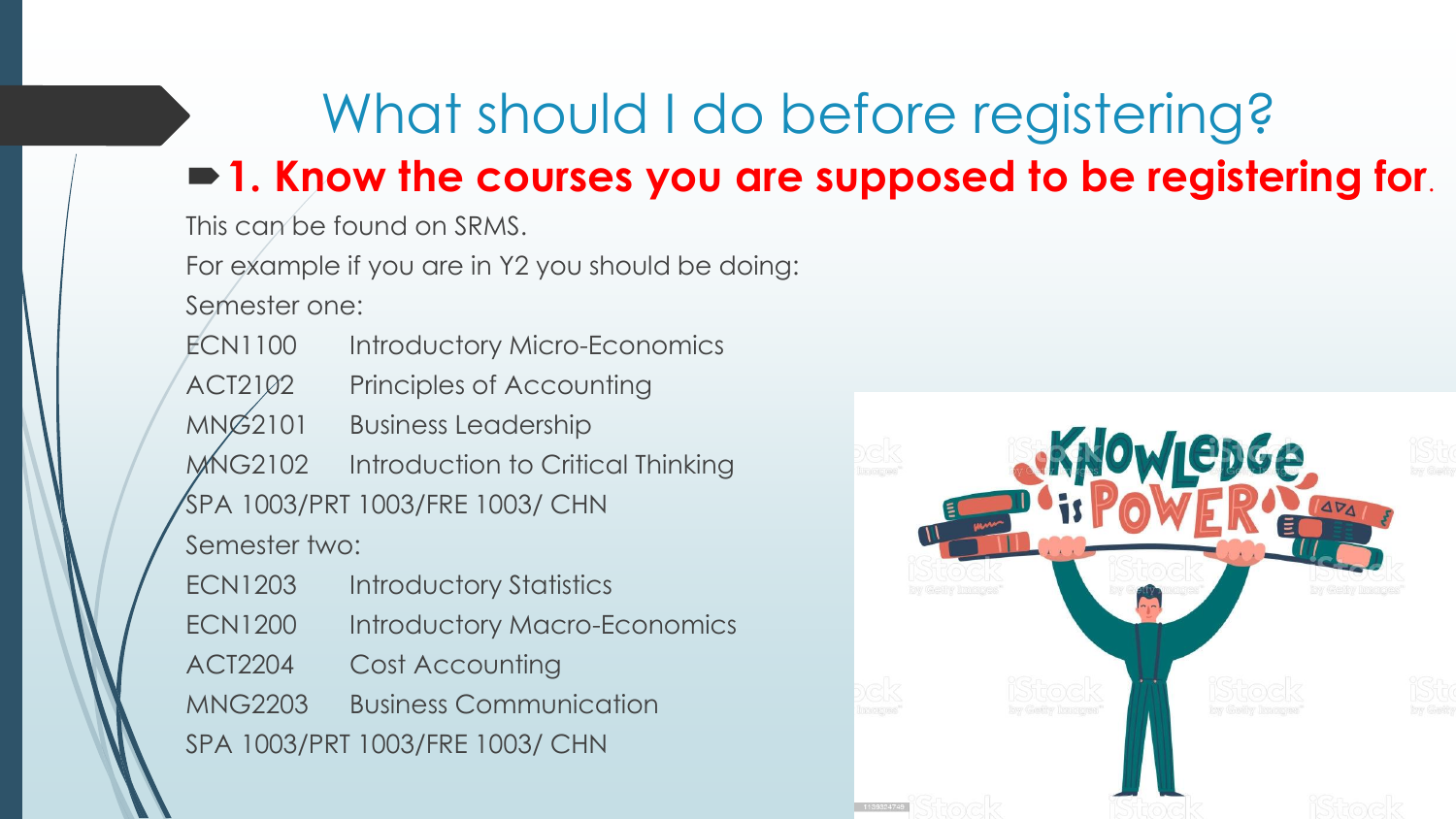# What should I do before registering?

- **1. Know the courses you are supposed to be registering for.**

This can be found on SRMS.

For example if you are in Y2 you should be doing:

Semester one:

| | |
|---|---|
| ECN1100 | Introductory Micro-Economics |
| ACT2102 | Principles of Accounting |
| MNG2101 | Business Leadership |
| MNG2102 | Introduction to Critical Thinking |
| SPA 1003/PRT 1003/FRE 1003/ CHN | |

Semester two:

| | |
|---|---|
| ECN1203 | Introductory Statistics |
| ECN1200 | Introductory Macro-Economics |
| ACT2204 | Cost Accounting |
| MNG2203 | Business Communication |
| SPA 1003/PRT 1003/FRE 1003/ CHN | |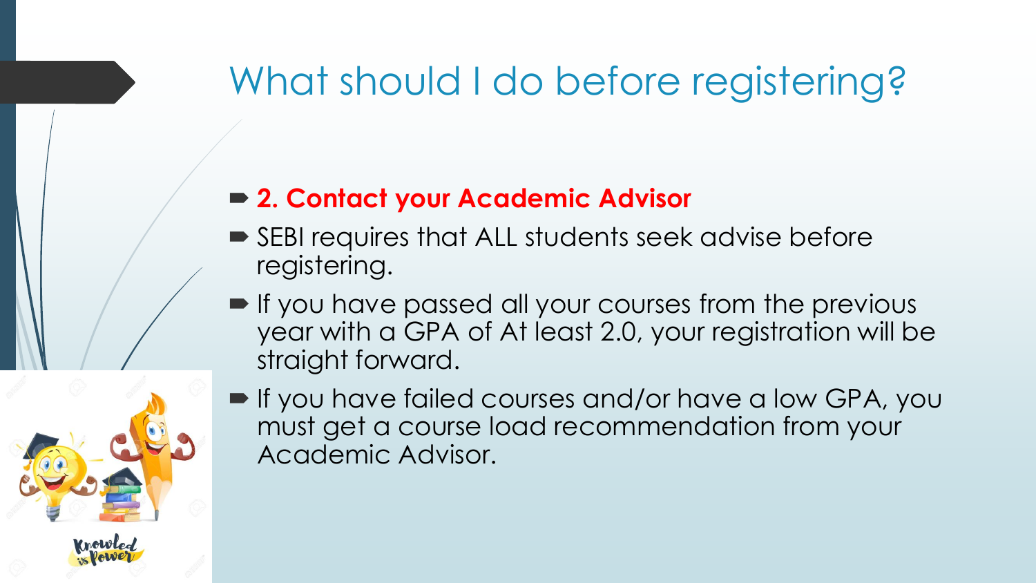# What should I do before registering?

- **2. Contact your Academic Advisor**
- SEBI requires that ALL students seek advise before registering.
- If you have passed all your courses from the previous year with a GPA of At least 2.0, your registration will be straight forward.
- If you have failed courses and/or have a low GPA, you must get a course load recommendation from your Academic Advisor.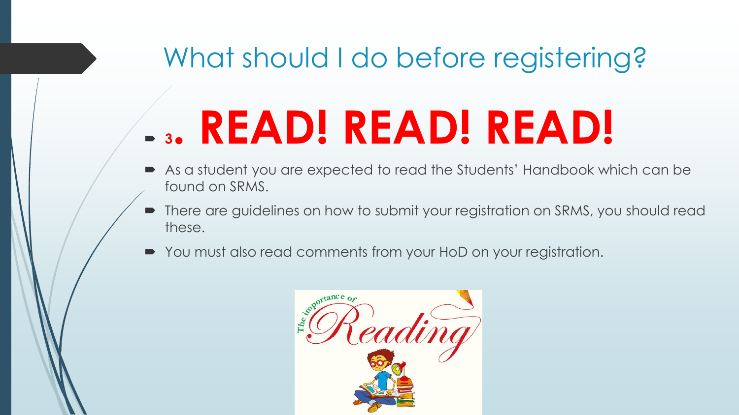# What should I do before registering?

## 3. READ! READ! READ!

- As a student you are expected to read the Students' Handbook which can be found on SRMS.
- There are guidelines on how to submit your registration on SRMS, you should read these.
- You must also read comments from your HoD on your registration.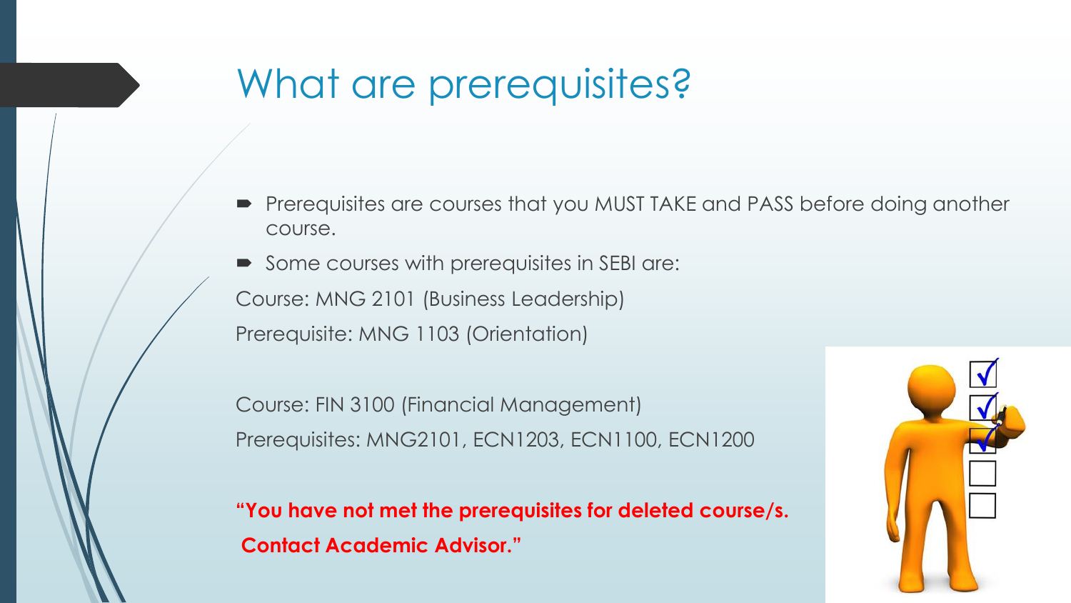# What are prerequisites?

- Prerequisites are courses that you MUST TAKE and PASS before doing another course.
- Some courses with prerequisites in SEBI are:

Course: MNG 2101 (Business Leadership)

Prerequisite: MNG 1103 (Orientation)

Course: FIN 3100 (Financial Management)

Prerequisites: MNG2101, ECN1203, ECN1100, ECN1200

**"You have not met the prerequisites for deleted course/s.**
**Contact Academic Advisor."**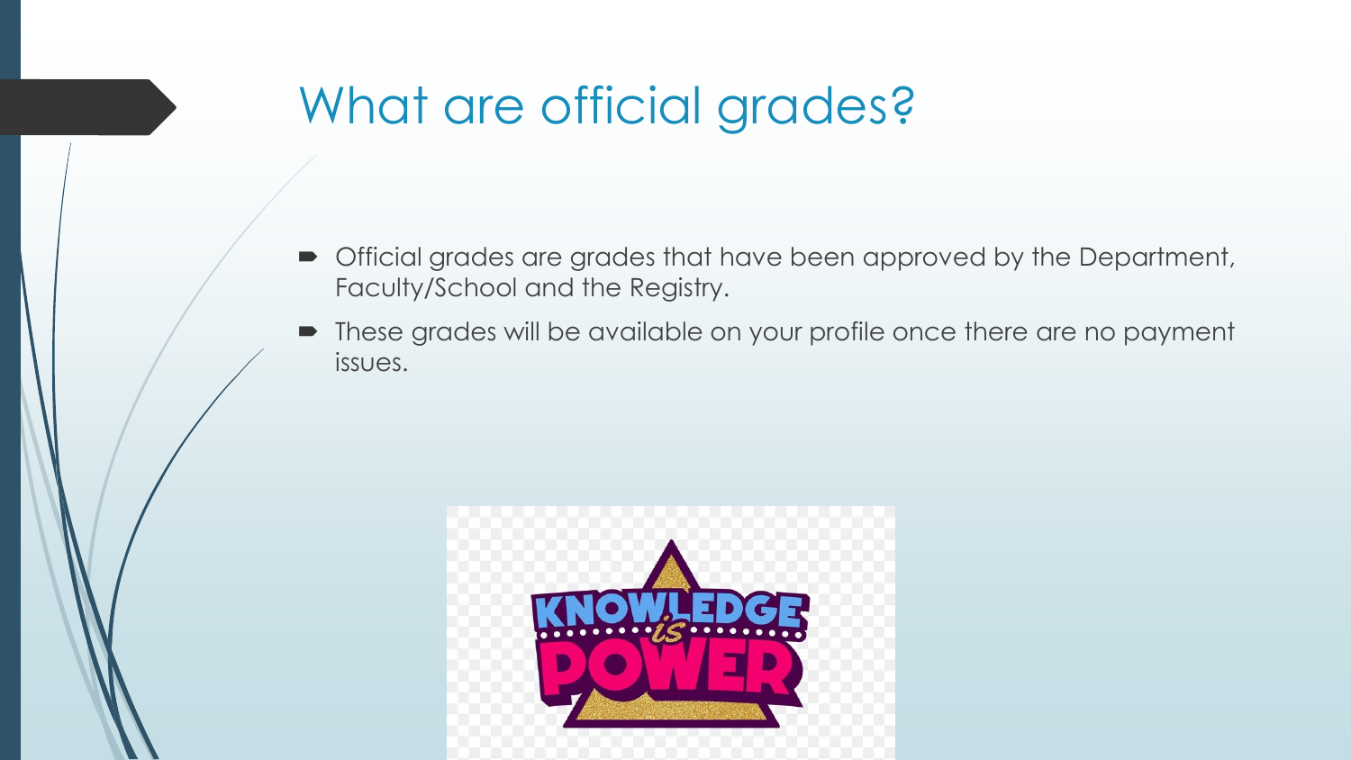# What are official grades?

- Official grades are grades that have been approved by the Department, Faculty/School and the Registry.
- These grades will be available on your profile once there are no payment issues.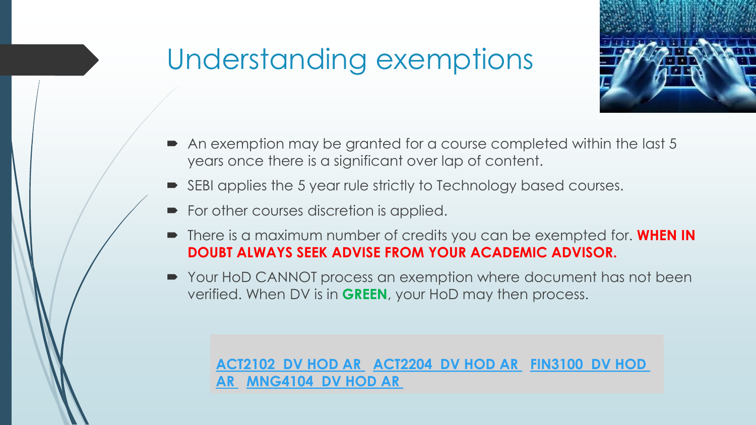# Understanding exemptions

- An exemption may be granted for a course completed within the last 5 years once there is a significant over lap of content.
- SEBI applies the 5 year rule strictly to Technology based courses.
- For other courses discretion is applied.
- There is a maximum number of credits you can be exempted for. **WHEN IN DOUBT ALWAYS SEEK ADVISE FROM YOUR ACADEMIC ADVISOR.**
- Your HoD CANNOT process an exemption where document has not been verified. When DV is in **GREEN**, your HoD may then process.

ACT2102 DV HOD AR ACT2204 DV HOD AR FIN3100 DV HOD AR MNG4104 DV HOD AR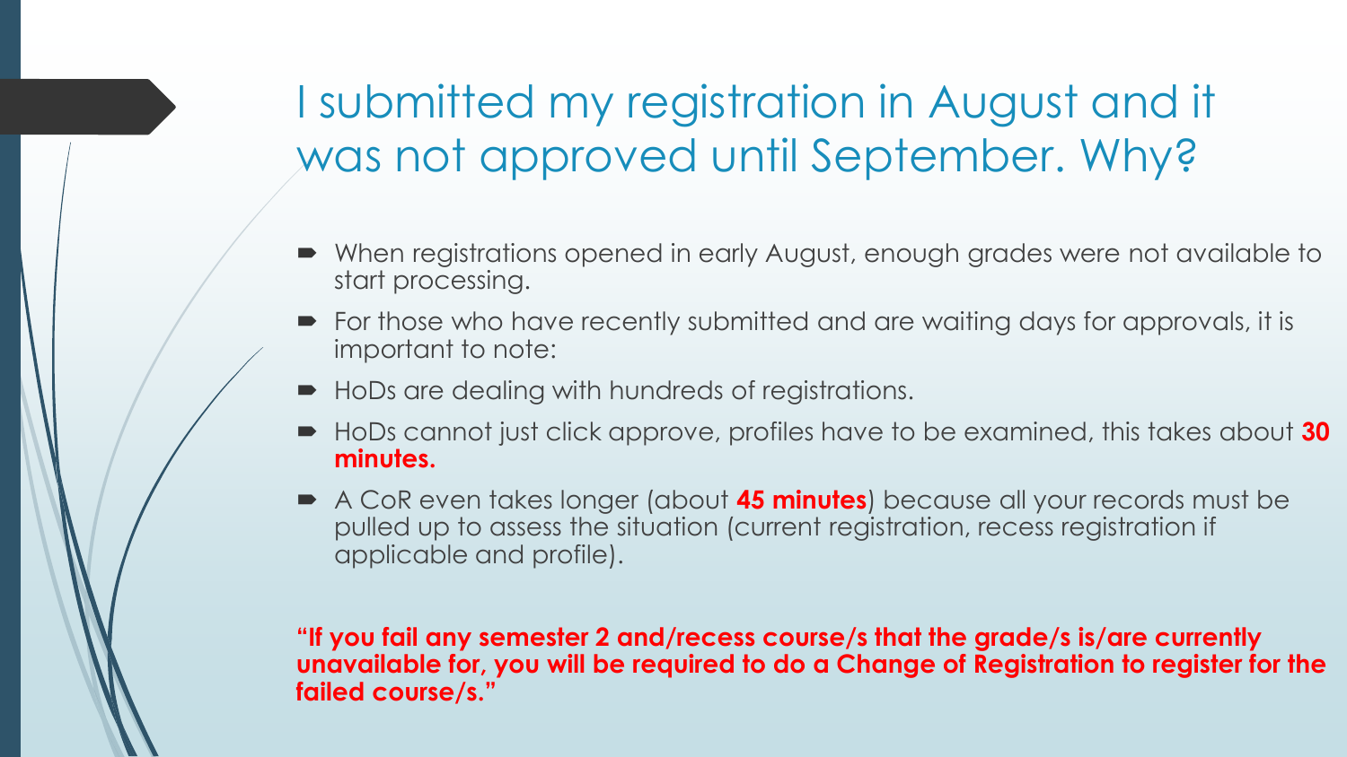# I submitted my registration in August and it was not approved until September. Why?

- When registrations opened in early August, enough grades were not available to start processing.
- For those who have recently submitted and are waiting days for approvals, it is important to note:
- HoDs are dealing with hundreds of registrations.
- HoDs cannot just click approve, profiles have to be examined, this takes about **30 minutes.**
- A CoR even takes longer (about **45 minutes**) because all your records must be pulled up to assess the situation (current registration, recess registration if applicable and profile).

**"If you fail any semester 2 and/recess course/s that the grade/s is/are currently unavailable for, you will be required to do a Change of Registration to register for the failed course/s."**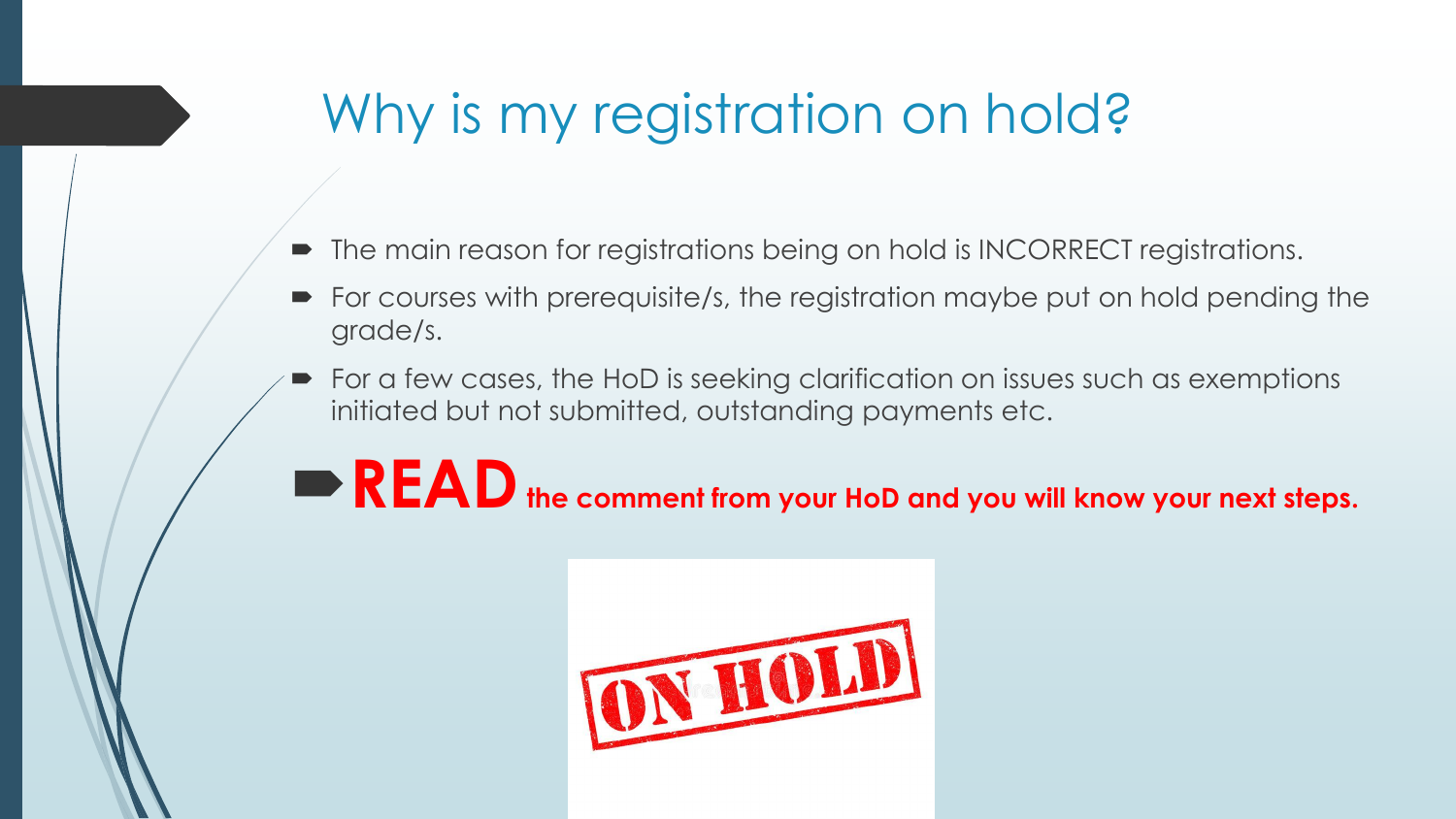# Why is my registration on hold?

- The main reason for registrations being on hold is INCORRECT registrations.
- For courses with prerequisite/s, the registration maybe put on hold pending the grade/s.
- For a few cases, the HoD is seeking clarification on issues such as exemptions initiated but not submitted, outstanding payments etc.

- **READ the comment from your HoD and you will know your next steps.**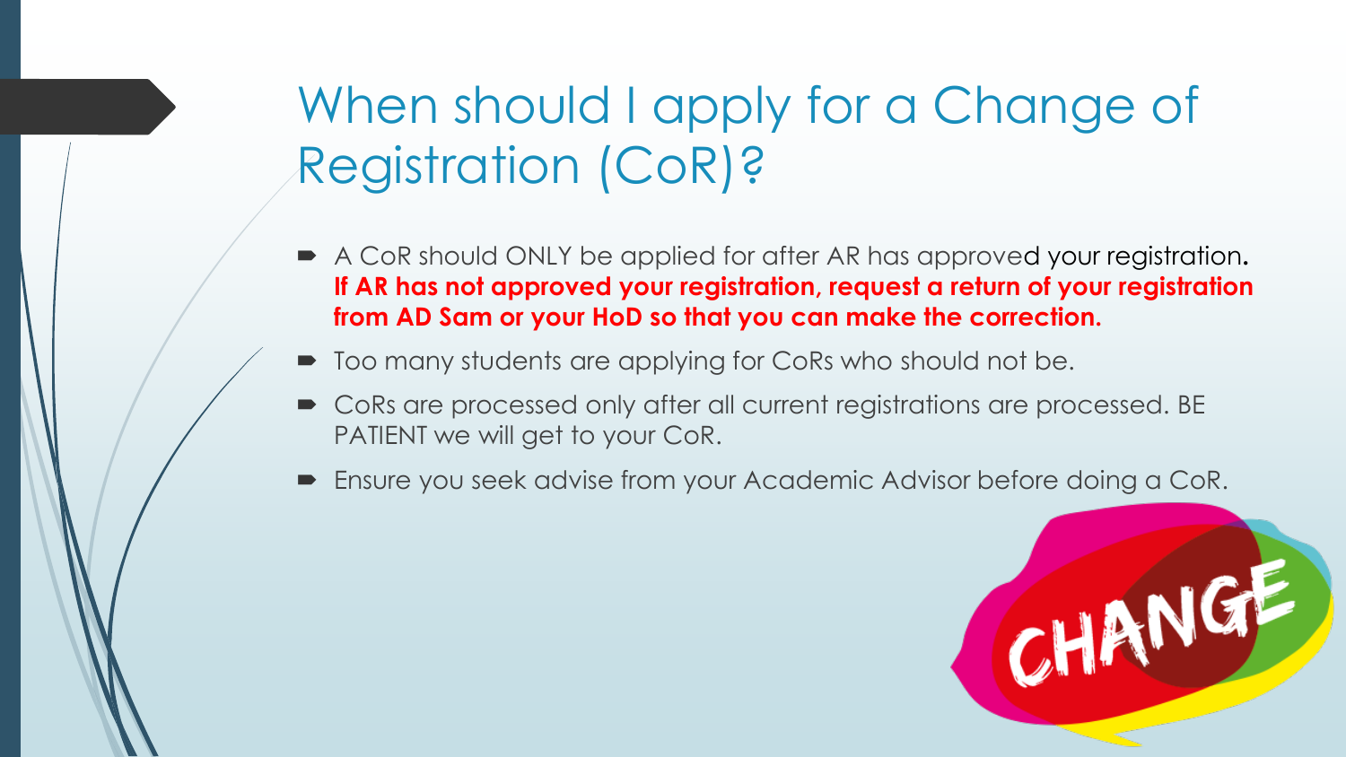# When should I apply for a Change of Registration (CoR)?

- A CoR should ONLY be applied for after AR has approved your registration. **If AR has not approved your registration, request a return of your registration from AD Sam or your HoD so that you can make the correction.**
- Too many students are applying for CoRs who should not be.
- CoRs are processed only after all current registrations are processed. BE PATIENT we will get to your CoR.
- Ensure you seek advise from your Academic Advisor before doing a CoR.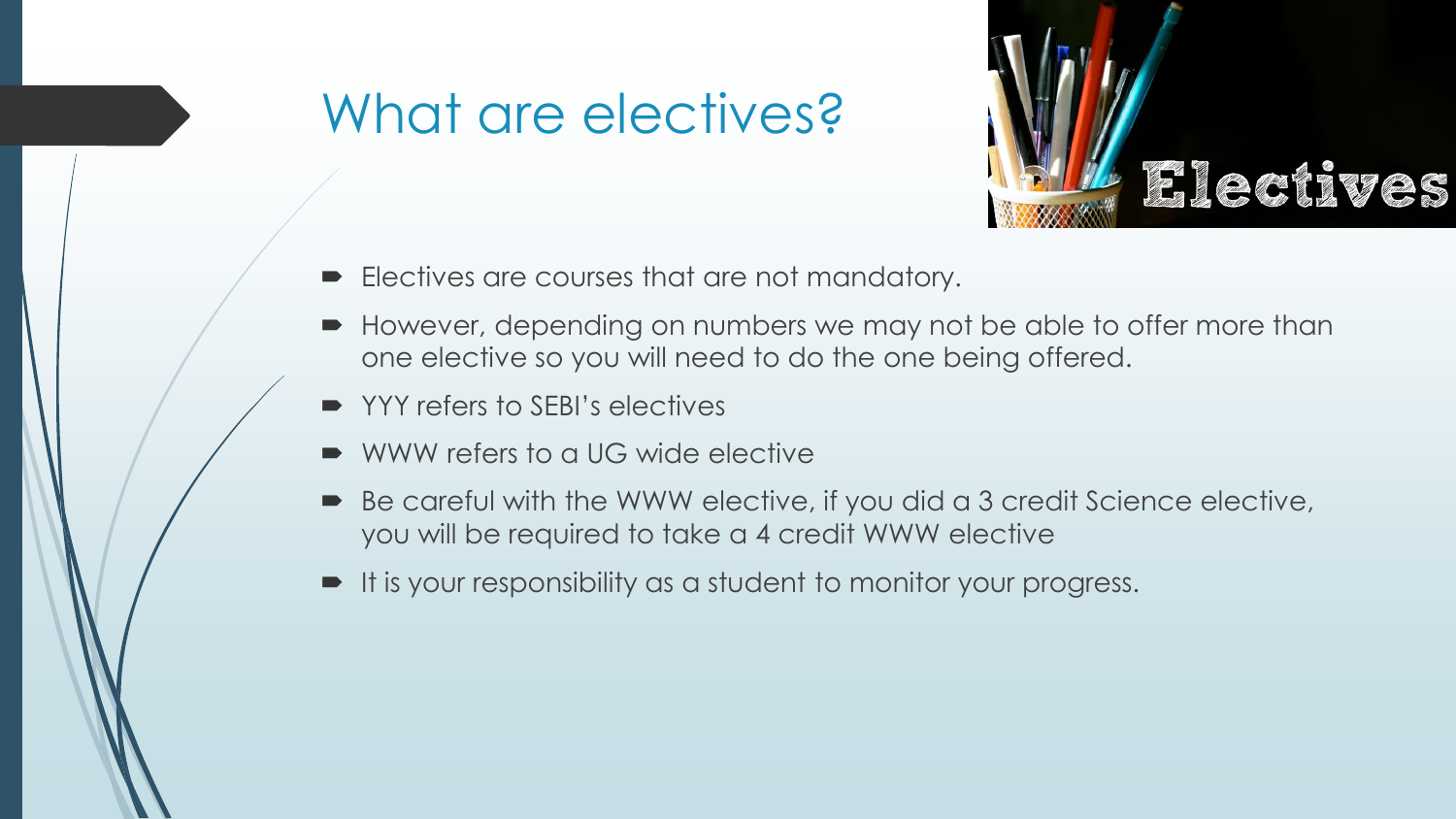# What are electives?

- Electives are courses that are not mandatory.
- However, depending on numbers we may not be able to offer more than one elective so you will need to do the one being offered.
- YYY refers to SEBI's electives
- WWW refers to a UG wide elective
- Be careful with the WWW elective, if you did a 3 credit Science elective, you will be required to take a 4 credit WWW elective
- It is your responsibility as a student to monitor your progress.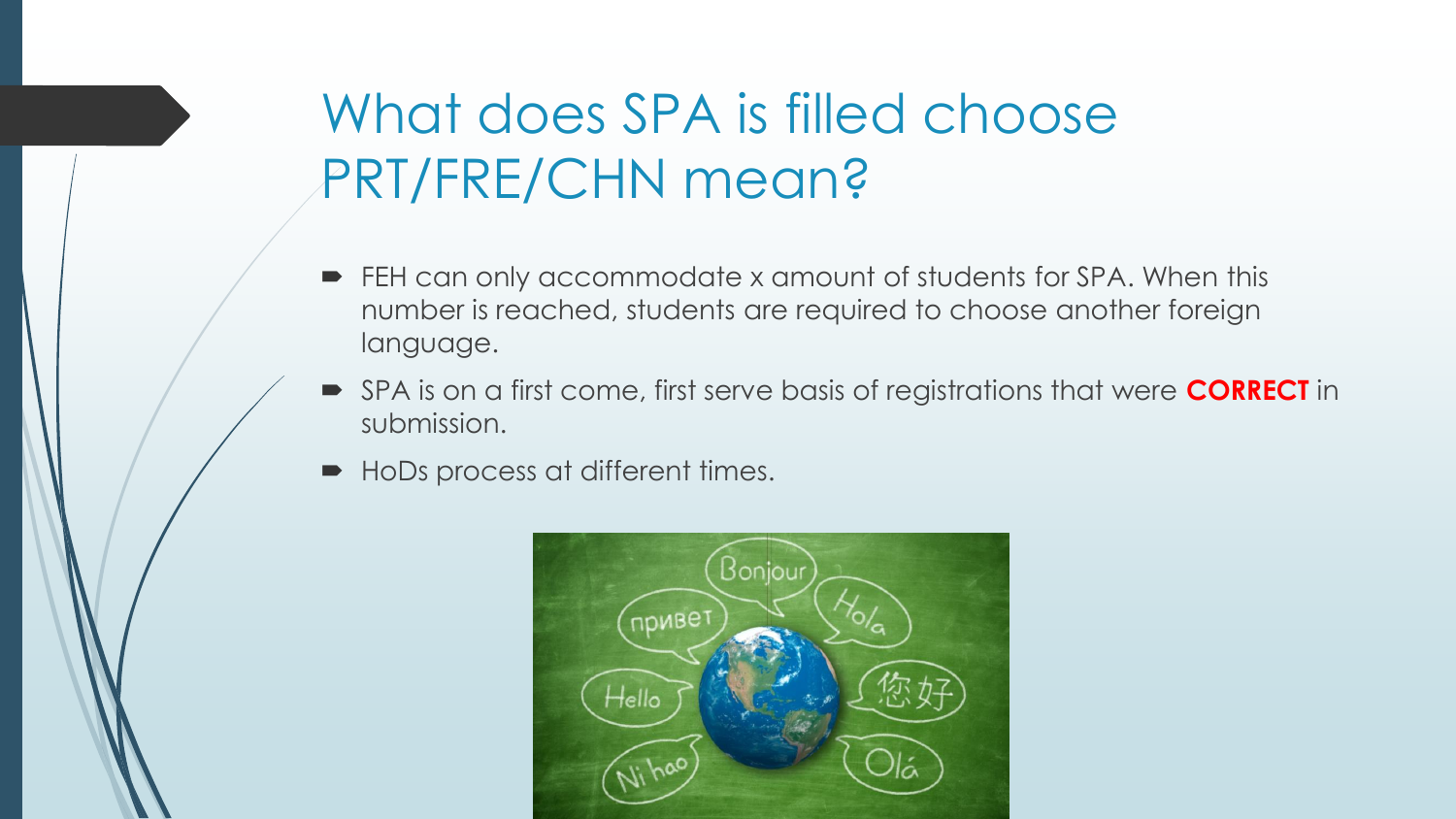# What does SPA is filled choose PRT/FRE/CHN mean?

- FEH can only accommodate x amount of students for SPA. When this number is reached, students are required to choose another foreign language.
- SPA is on a first come, first serve basis of registrations that were **CORRECT** in submission.
- HoDs process at different times.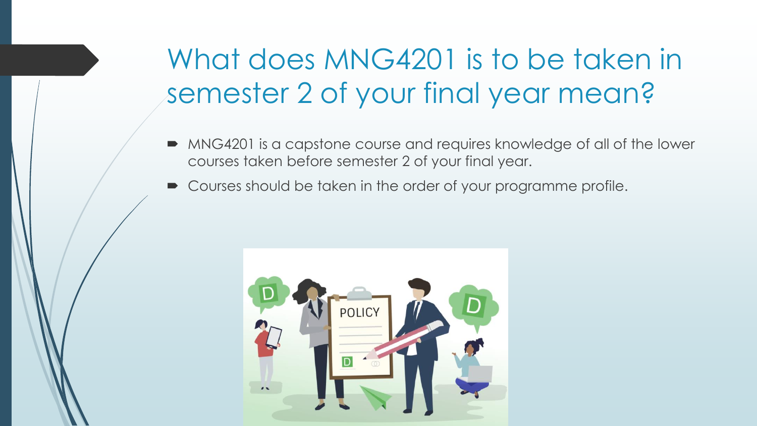# What does MNG4201 is to be taken in semester 2 of your final year mean?

- MNG4201 is a capstone course and requires knowledge of all of the lower courses taken before semester 2 of your final year.
- Courses should be taken in the order of your programme profile.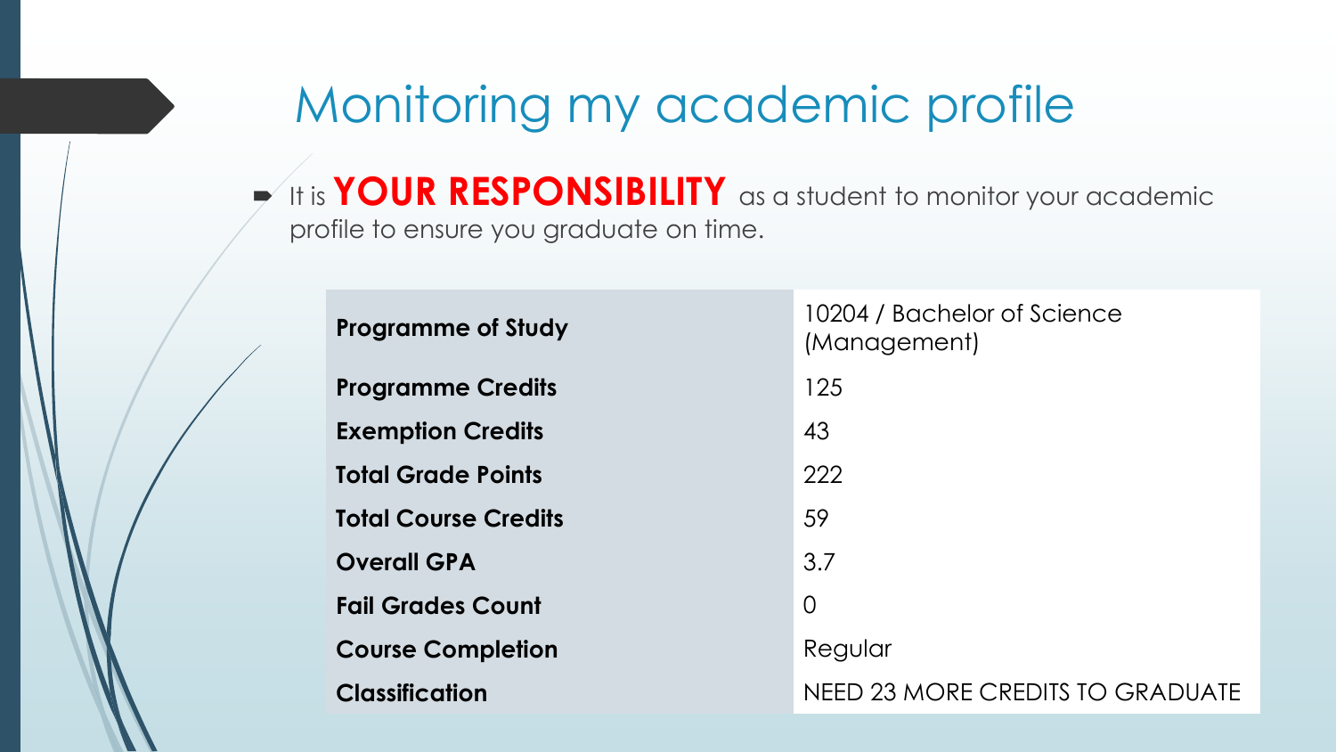# Monitoring my academic profile

- It is **YOUR RESPONSIBILITY** as a student to monitor your academic profile to ensure you graduate on time.

| | |
|---|---|
| **Programme of Study** | 10204 / Bachelor of Science (Management) |
| **Programme Credits** | 125 |
| **Exemption Credits** | 43 |
| **Total Grade Points** | 222 |
| **Total Course Credits** | 59 |
| **Overall GPA** | 3.7 |
| **Fail Grades Count** | 0 |
| **Course Completion** | Regular |
| **Classification** | NEED 23 MORE CREDITS TO GRADUATE |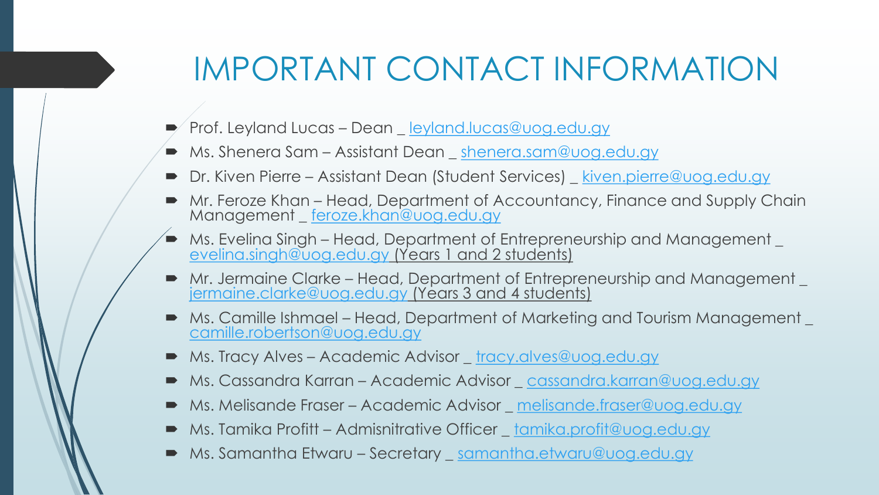# IMPORTANT CONTACT INFORMATION

- Prof. Leyland Lucas – Dean _ leyland.lucas@uog.edu.gy
- Ms. Shenera Sam – Assistant Dean _ shenera.sam@uog.edu.gy
- Dr. Kiven Pierre – Assistant Dean (Student Services) _ kiven.pierre@uog.edu.gy
- Mr. Feroze Khan – Head, Department of Accountancy, Finance and Supply Chain Management _ feroze.khan@uog.edu.gy
- Ms. Evelina Singh – Head, Department of Entrepreneurship and Management _ evelina.singh@uog.edu.gy (Years 1 and 2 students)
- Mr. Jermaine Clarke – Head, Department of Entrepreneurship and Management _ jermaine.clarke@uog.edu.gy (Years 3 and 4 students)
- Ms. Camille Ishmael – Head, Department of Marketing and Tourism Management _ camille.robertson@uog.edu.gy
- Ms. Tracy Alves – Academic Advisor _ tracy.alves@uog.edu.gy
- Ms. Cassandra Karran – Academic Advisor _ cassandra.karran@uog.edu.gy
- Ms. Melisande Fraser – Academic Advisor _ melisande.fraser@uog.edu.gy
- Ms. Tamika Profitt – Admisnitrative Officer _ tamika.profit@uog.edu.gy
- Ms. Samantha Etwaru – Secretary _ samantha.etwaru@uog.edu.gy